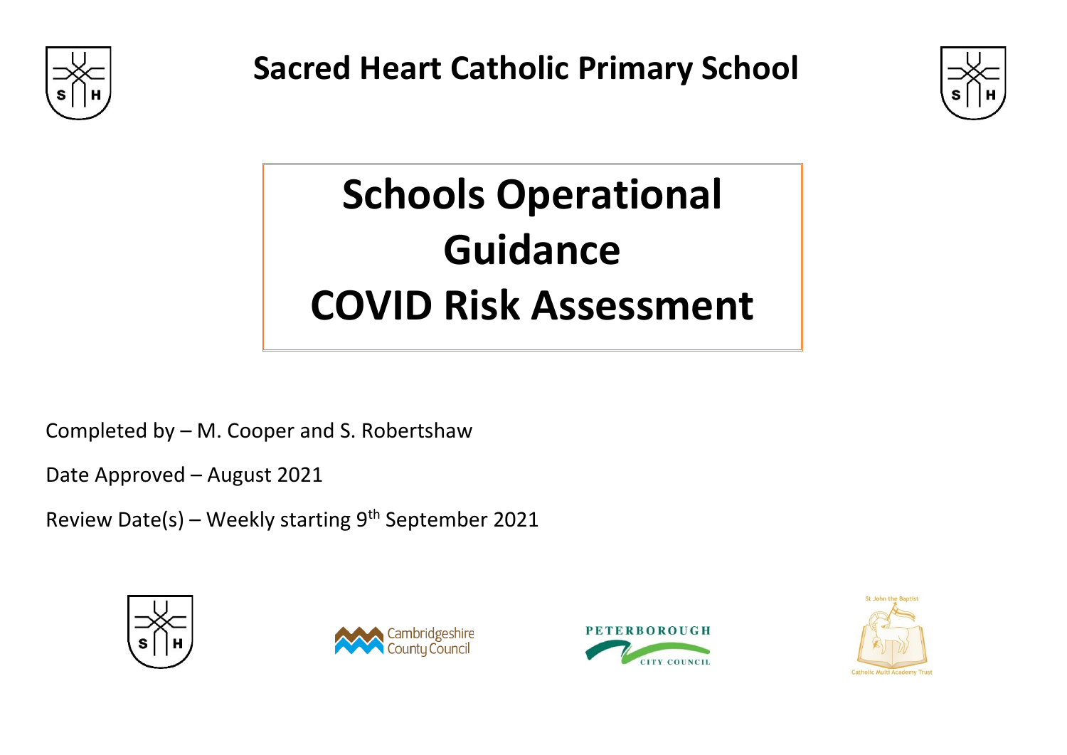# Sacred Heart Catholic Primary School

# Schools Operational Guidance
# COVID Risk Assessment

Completed by – M. Cooper and S. Robertshaw

Date Approved – August 2021

Review Date(s) – Weekly starting 9th September 2021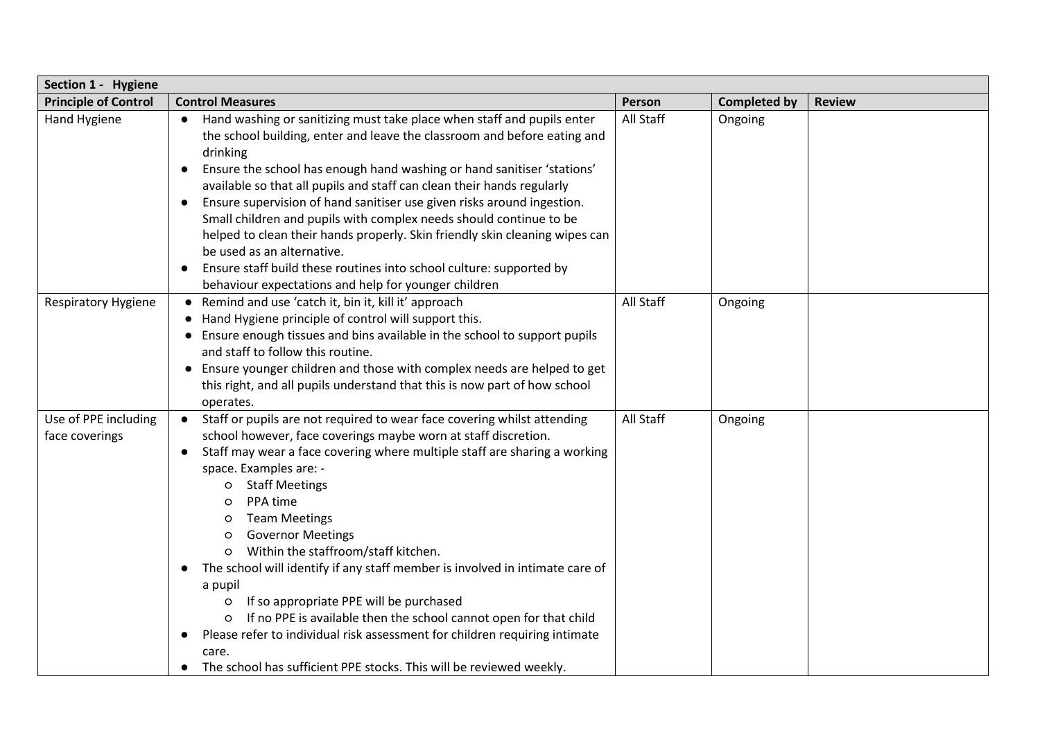| Section 1 - Hygiene | | | | |
|---|---|---|---|---|
| **Principle of Control** | **Control Measures** | **Person** | **Completed by** | **Review** |
| Hand Hygiene | • Hand washing or sanitizing must take place when staff and pupils enter the school building, enter and leave the classroom and before eating and drinking<br>• Ensure the school has enough hand washing or hand sanitiser 'stations' available so that all pupils and staff can clean their hands regularly<br>• Ensure supervision of hand sanitiser use given risks around ingestion. Small children and pupils with complex needs should continue to be helped to clean their hands properly. Skin friendly skin cleaning wipes can be used as an alternative.<br>• Ensure staff build these routines into school culture: supported by behaviour expectations and help for younger children | All Staff | Ongoing | |
| Respiratory Hygiene | • Remind and use 'catch it, bin it, kill it' approach<br>• Hand Hygiene principle of control will support this.<br>• Ensure enough tissues and bins available in the school to support pupils and staff to follow this routine.<br>• Ensure younger children and those with complex needs are helped to get this right, and all pupils understand that this is now part of how school operates. | All Staff | Ongoing | |
| Use of PPE including face coverings | • Staff or pupils are not required to wear face covering whilst attending school however, face coverings maybe worn at staff discretion.<br>• Staff may wear a face covering where multiple staff are sharing a working space. Examples are: -<br>&nbsp;&nbsp;○ Staff Meetings<br>&nbsp;&nbsp;○ PPA time<br>&nbsp;&nbsp;○ Team Meetings<br>&nbsp;&nbsp;○ Governor Meetings<br>&nbsp;&nbsp;○ Within the staffroom/staff kitchen.<br>• The school will identify if any staff member is involved in intimate care of a pupil<br>&nbsp;&nbsp;○ If so appropriate PPE will be purchased<br>&nbsp;&nbsp;○ If no PPE is available then the school cannot open for that child<br>• Please refer to individual risk assessment for children requiring intimate care.<br>• The school has sufficient PPE stocks. This will be reviewed weekly. | All Staff | Ongoing | |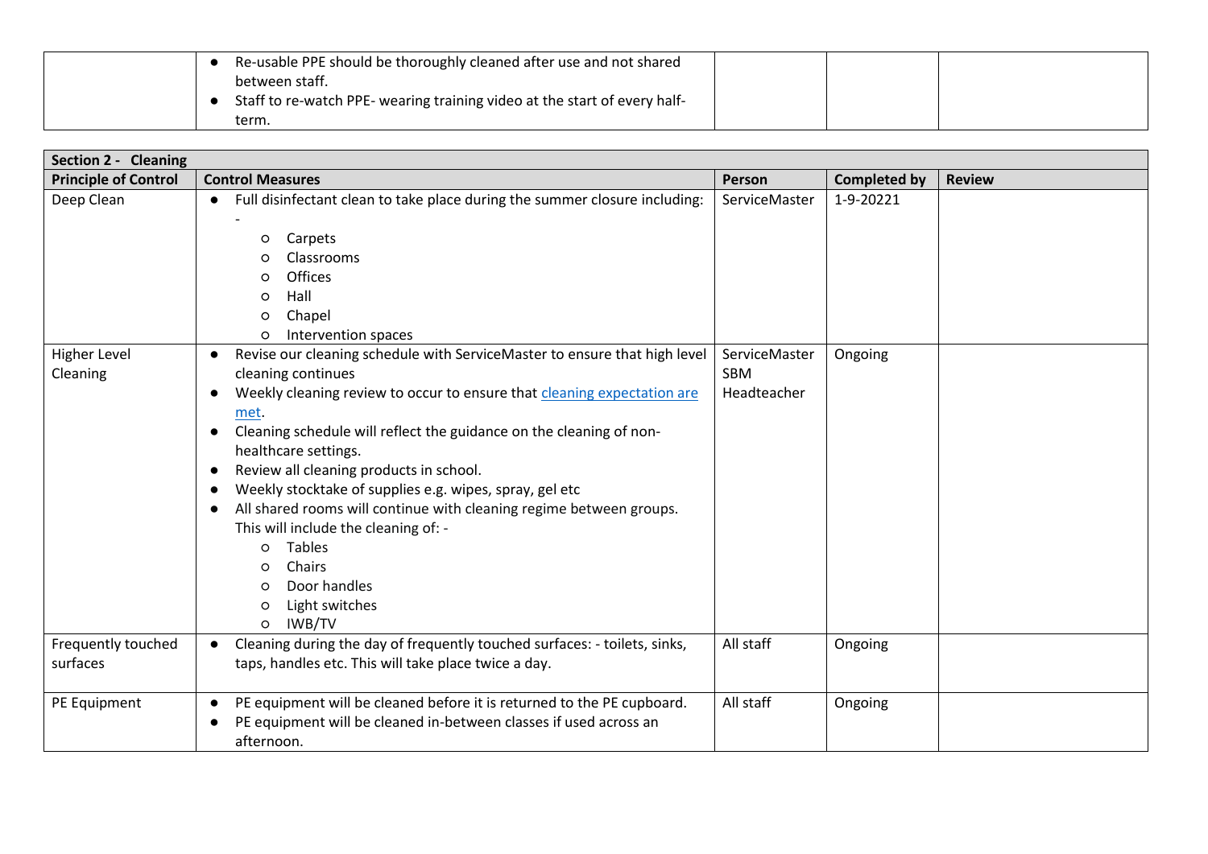| | | | | |
|---|---|---|---|---|
| | ● Re-usable PPE should be thoroughly cleaned after use and not shared between staff.<br>● Staff to re-watch PPE- wearing training video at the start of every half-term. | | | |

| **Section 2 - Cleaning** | | | | |
|---|---|---|---|---|
| **Principle of Control** | **Control Measures** | **Person** | **Completed by** | **Review** |
| Deep Clean | ● Full disinfectant clean to take place during the summer closure including: -<br>○ Carpets<br>○ Classrooms<br>○ Offices<br>○ Hall<br>○ Chapel<br>○ Intervention spaces | ServiceMaster | 1-9-20221 | |
| Higher Level Cleaning | ● Revise our cleaning schedule with ServiceMaster to ensure that high level cleaning continues<br>● Weekly cleaning review to occur to ensure that cleaning expectation are met.<br>● Cleaning schedule will reflect the guidance on the cleaning of non-healthcare settings.<br>● Review all cleaning products in school.<br>● Weekly stocktake of supplies e.g. wipes, spray, gel etc<br>● All shared rooms will continue with cleaning regime between groups. This will include the cleaning of: -<br>○ Tables<br>○ Chairs<br>○ Door handles<br>○ Light switches<br>○ IWB/TV | ServiceMaster<br>SBM<br>Headteacher | Ongoing | |
| Frequently touched surfaces | ● Cleaning during the day of frequently touched surfaces: - toilets, sinks, taps, handles etc. This will take place twice a day. | All staff | Ongoing | |
| PE Equipment | ● PE equipment will be cleaned before it is returned to the PE cupboard.<br>● PE equipment will be cleaned in-between classes if used across an afternoon. | All staff | Ongoing | |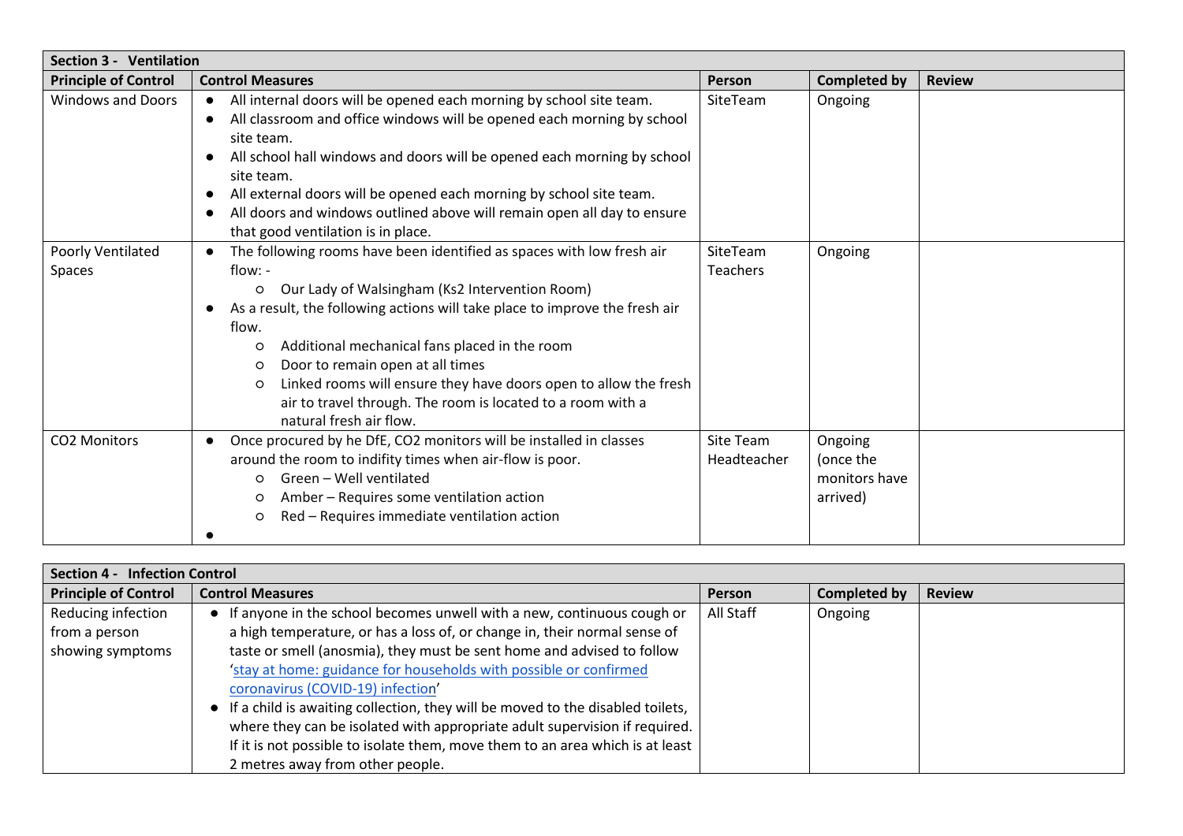| **Section 3 - Ventilation** | | | | |
|---|---|---|---|---|
| **Principle of Control** | **Control Measures** | **Person** | **Completed by** | **Review** |
| Windows and Doors | • All internal doors will be opened each morning by school site team.<br>• All classroom and office windows will be opened each morning by school site team.<br>• All school hall windows and doors will be opened each morning by school site team.<br>• All external doors will be opened each morning by school site team.<br>• All doors and windows outlined above will remain open all day to ensure that good ventilation is in place. | SiteTeam | Ongoing | |
| Poorly Ventilated Spaces | • The following rooms have been identified as spaces with low fresh air flow: -<br>  ○ Our Lady of Walsingham (Ks2 Intervention Room)<br>• As a result, the following actions will take place to improve the fresh air flow.<br>  ○ Additional mechanical fans placed in the room<br>  ○ Door to remain open at all times<br>  ○ Linked rooms will ensure they have doors open to allow the fresh air to travel through. The room is located to a room with a natural fresh air flow. | SiteTeam<br>Teachers | Ongoing | |
| CO2 Monitors | • Once procured by he DfE, CO2 monitors will be installed in classes around the room to indifity times when air-flow is poor.<br>  ○ Green – Well ventilated<br>  ○ Amber – Requires some ventilation action<br>  ○ Red – Requires immediate ventilation action<br>• | Site Team<br>Headteacher | Ongoing (once the monitors have arrived) | |

| **Section 4 - Infection Control** | | | | |
|---|---|---|---|---|
| **Principle of Control** | **Control Measures** | **Person** | **Completed by** | **Review** |
| Reducing infection from a person showing symptoms | • If anyone in the school becomes unwell with a new, continuous cough or a high temperature, or has a loss of, or change in, their normal sense of taste or smell (anosmia), they must be sent home and advised to follow 'stay at home: guidance for households with possible or confirmed coronavirus (COVID-19) infection'<br>• If a child is awaiting collection, they will be moved to the disabled toilets, where they can be isolated with appropriate adult supervision if required. If it is not possible to isolate them, move them to an area which is at least 2 metres away from other people. | All Staff | Ongoing | |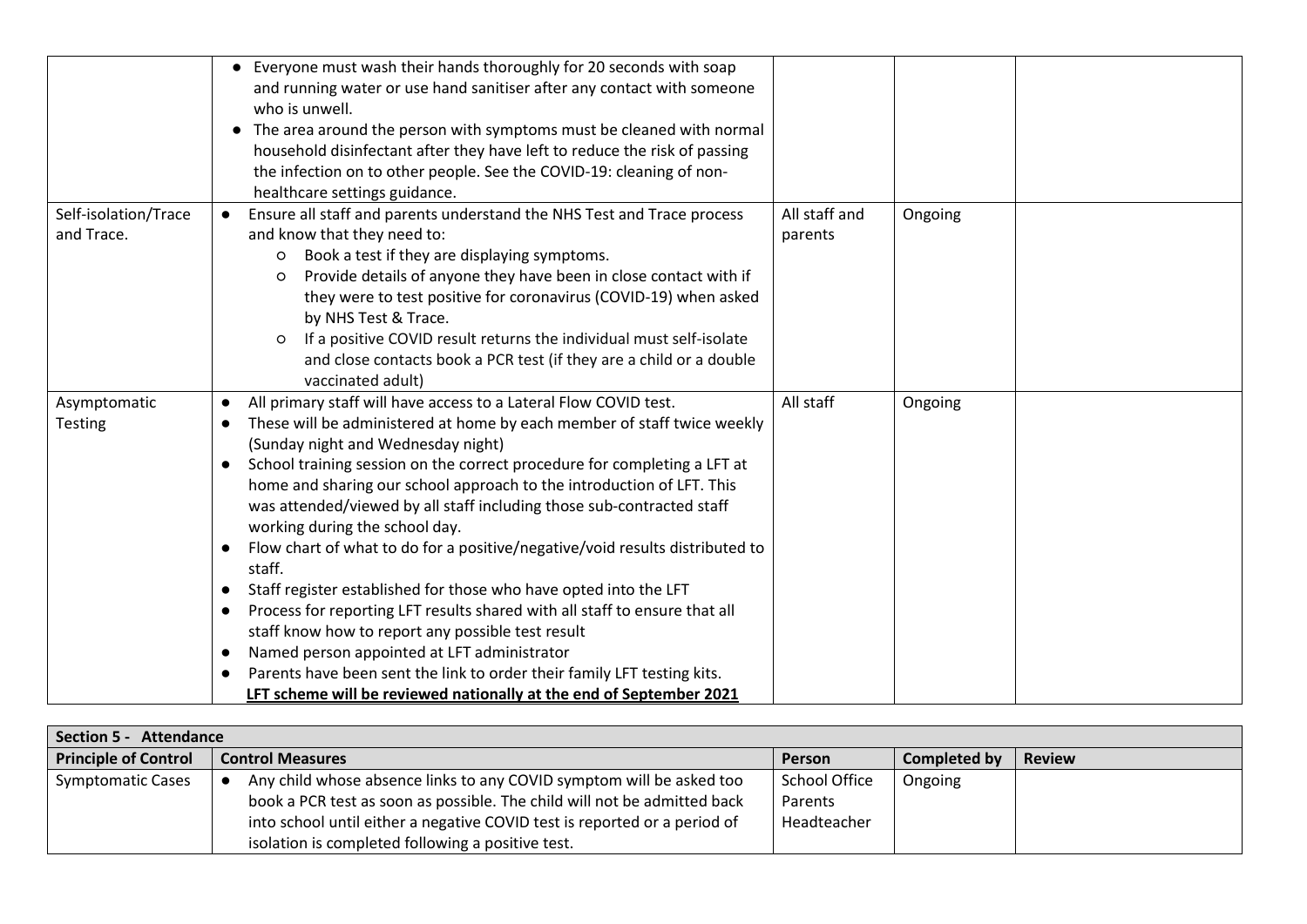| | | | | |
|---|---|---|---|---|
| | ● Everyone must wash their hands thoroughly for 20 seconds with soap and running water or use hand sanitiser after any contact with someone who is unwell.<br>● The area around the person with symptoms must be cleaned with normal household disinfectant after they have left to reduce the risk of passing the infection on to other people. See the COVID-19: cleaning of non-healthcare settings guidance. | | | |
| Self-isolation/Trace and Trace. | ● Ensure all staff and parents understand the NHS Test and Trace process and know that they need to:<br>○ Book a test if they are displaying symptoms.<br>○ Provide details of anyone they have been in close contact with if they were to test positive for coronavirus (COVID-19) when asked by NHS Test & Trace.<br>○ If a positive COVID result returns the individual must self-isolate and close contacts book a PCR test (if they are a child or a double vaccinated adult) | All staff and parents | Ongoing | |
| Asymptomatic Testing | ● All primary staff will have access to a Lateral Flow COVID test.<br>● These will be administered at home by each member of staff twice weekly (Sunday night and Wednesday night)<br>● School training session on the correct procedure for completing a LFT at home and sharing our school approach to the introduction of LFT. This was attended/viewed by all staff including those sub-contracted staff working during the school day.<br>● Flow chart of what to do for a positive/negative/void results distributed to staff.<br>● Staff register established for those who have opted into the LFT<br>● Process for reporting LFT results shared with all staff to ensure that all staff know how to report any possible test result<br>● Named person appointed at LFT administrator<br>● Parents have been sent the link to order their family LFT testing kits.<br>**<u>LFT scheme will be reviewed nationally at the end of September 2021</u>** | All staff | Ongoing | |

| **Section 5 - Attendance** | | | | |
|---|---|---|---|---|
| **Principle of Control** | **Control Measures** | **Person** | **Completed by** | **Review** |
| Symptomatic Cases | ● Any child whose absence links to any COVID symptom will be asked too book a PCR test as soon as possible. The child will not be admitted back into school until either a negative COVID test is reported or a period of isolation is completed following a positive test. | School Office<br>Parents<br>Headteacher | Ongoing | |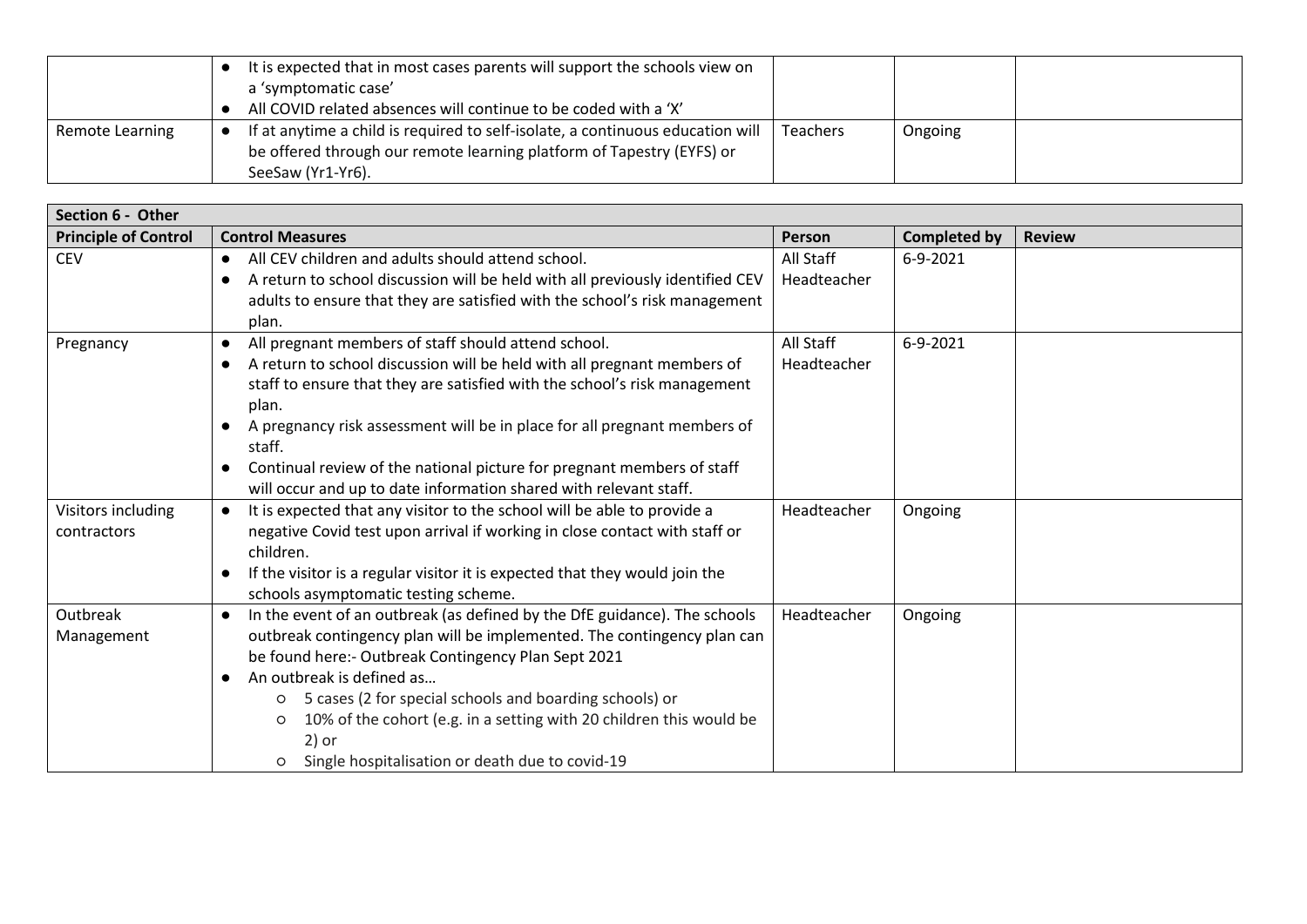| | | | | |
|---|---|---|---|---|
| | • It is expected that in most cases parents will support the schools view on a 'symptomatic case'<br>• All COVID related absences will continue to be coded with a 'X' | | | |
| Remote Learning | • If at anytime a child is required to self-isolate, a continuous education will be offered through our remote learning platform of Tapestry (EYFS) or SeeSaw (Yr1-Yr6). | Teachers | Ongoing | |

| Section 6 - Other | | | | |
|---|---|---|---|---|
| **Principle of Control** | **Control Measures** | **Person** | **Completed by** | **Review** |
| CEV | • All CEV children and adults should attend school.<br>• A return to school discussion will be held with all previously identified CEV adults to ensure that they are satisfied with the school's risk management plan. | All Staff<br>Headteacher | 6-9-2021 | |
| Pregnancy | • All pregnant members of staff should attend school.<br>• A return to school discussion will be held with all pregnant members of staff to ensure that they are satisfied with the school's risk management plan.<br>• A pregnancy risk assessment will be in place for all pregnant members of staff.<br>• Continual review of the national picture for pregnant members of staff will occur and up to date information shared with relevant staff. | All Staff<br>Headteacher | 6-9-2021 | |
| Visitors including contractors | • It is expected that any visitor to the school will be able to provide a negative Covid test upon arrival if working in close contact with staff or children.<br>• If the visitor is a regular visitor it is expected that they would join the schools asymptomatic testing scheme. | Headteacher | Ongoing | |
| Outbreak Management | • In the event of an outbreak (as defined by the DfE guidance). The schools outbreak contingency plan will be implemented. The contingency plan can be found here:- Outbreak Contingency Plan Sept 2021<br>• An outbreak is defined as…<br>  ○ 5 cases (2 for special schools and boarding schools) or<br>  ○ 10% of the cohort (e.g. in a setting with 20 children this would be 2) or<br>  ○ Single hospitalisation or death due to covid-19 | Headteacher | Ongoing | |